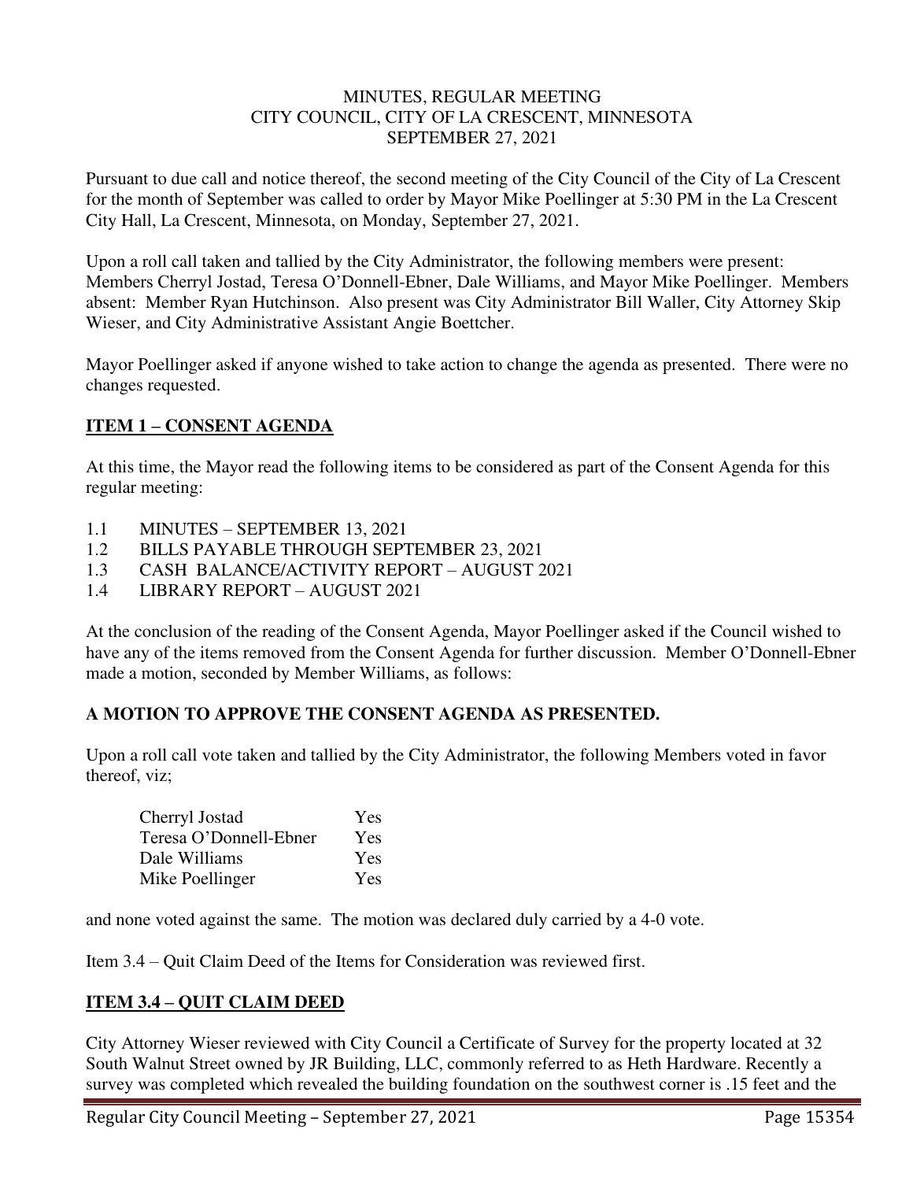MINUTES, REGULAR MEETING
CITY COUNCIL, CITY OF LA CRESCENT, MINNESOTA
SEPTEMBER 27, 2021

Pursuant to due call and notice thereof, the second meeting of the City Council of the City of La Crescent for the month of September was called to order by Mayor Mike Poellinger at 5:30 PM in the La Crescent City Hall, La Crescent, Minnesota, on Monday, September 27, 2021.

Upon a roll call taken and tallied by the City Administrator, the following members were present: Members Cherryl Jostad, Teresa O'Donnell-Ebner, Dale Williams, and Mayor Mike Poellinger. Members absent: Member Ryan Hutchinson. Also present was City Administrator Bill Waller, City Attorney Skip Wieser, and City Administrative Assistant Angie Boettcher.

Mayor Poellinger asked if anyone wished to take action to change the agenda as presented. There were no changes requested.

## ITEM 1 – CONSENT AGENDA

At this time, the Mayor read the following items to be considered as part of the Consent Agenda for this regular meeting:

1.1 MINUTES – SEPTEMBER 13, 2021
1.2 BILLS PAYABLE THROUGH SEPTEMBER 23, 2021
1.3 CASH BALANCE/ACTIVITY REPORT – AUGUST 2021
1.4 LIBRARY REPORT – AUGUST 2021

At the conclusion of the reading of the Consent Agenda, Mayor Poellinger asked if the Council wished to have any of the items removed from the Consent Agenda for further discussion. Member O'Donnell-Ebner made a motion, seconded by Member Williams, as follows:

**A MOTION TO APPROVE THE CONSENT AGENDA AS PRESENTED.**

Upon a roll call vote taken and tallied by the City Administrator, the following Members voted in favor thereof, viz;

| | |
|---|---|
| Cherryl Jostad | Yes |
| Teresa O'Donnell-Ebner | Yes |
| Dale Williams | Yes |
| Mike Poellinger | Yes |

and none voted against the same. The motion was declared duly carried by a 4-0 vote.

Item 3.4 – Quit Claim Deed of the Items for Consideration was reviewed first.

## ITEM 3.4 – QUIT CLAIM DEED

City Attorney Wieser reviewed with City Council a Certificate of Survey for the property located at 32 South Walnut Street owned by JR Building, LLC, commonly referred to as Heth Hardware. Recently a survey was completed which revealed the building foundation on the southwest corner is .15 feet and the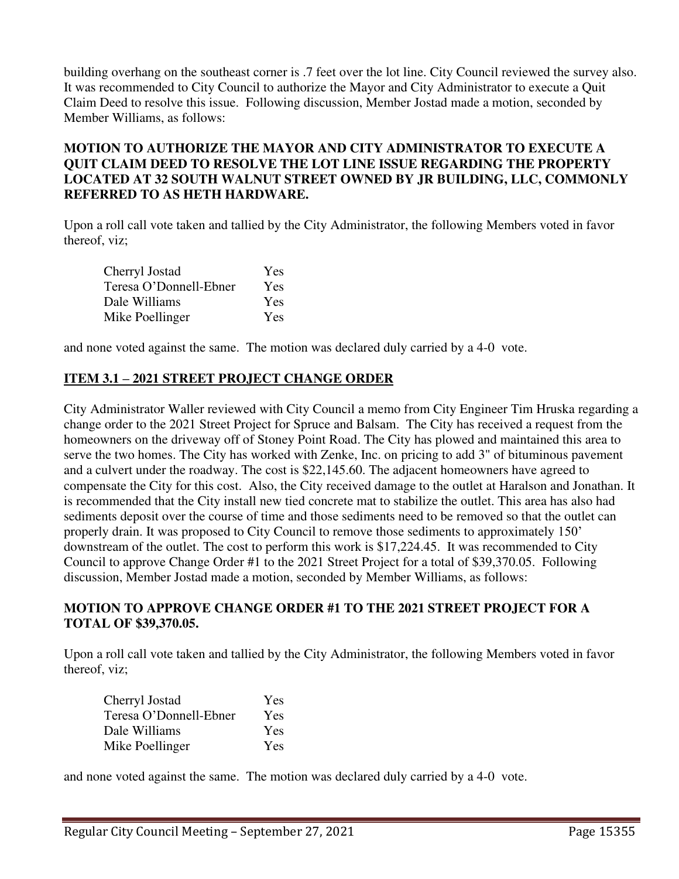building overhang on the southeast corner is .7 feet over the lot line. City Council reviewed the survey also. It was recommended to City Council to authorize the Mayor and City Administrator to execute a Quit Claim Deed to resolve this issue. Following discussion, Member Jostad made a motion, seconded by Member Williams, as follows:

**MOTION TO AUTHORIZE THE MAYOR AND CITY ADMINISTRATOR TO EXECUTE A QUIT CLAIM DEED TO RESOLVE THE LOT LINE ISSUE REGARDING THE PROPERTY LOCATED AT 32 SOUTH WALNUT STREET OWNED BY JR BUILDING, LLC, COMMONLY REFERRED TO AS HETH HARDWARE.**

Upon a roll call vote taken and tallied by the City Administrator, the following Members voted in favor thereof, viz;

| | |
|---|---|
| Cherryl Jostad | Yes |
| Teresa O'Donnell-Ebner | Yes |
| Dale Williams | Yes |
| Mike Poellinger | Yes |

and none voted against the same. The motion was declared duly carried by a 4-0 vote.

## ITEM 3.1 – 2021 STREET PROJECT CHANGE ORDER

City Administrator Waller reviewed with City Council a memo from City Engineer Tim Hruska regarding a change order to the 2021 Street Project for Spruce and Balsam. The City has received a request from the homeowners on the driveway off of Stoney Point Road. The City has plowed and maintained this area to serve the two homes. The City has worked with Zenke, Inc. on pricing to add 3" of bituminous pavement and a culvert under the roadway. The cost is $22,145.60. The adjacent homeowners have agreed to compensate the City for this cost. Also, the City received damage to the outlet at Haralson and Jonathan. It is recommended that the City install new tied concrete mat to stabilize the outlet. This area has also had sediments deposit over the course of time and those sediments need to be removed so that the outlet can properly drain. It was proposed to City Council to remove those sediments to approximately 150' downstream of the outlet. The cost to perform this work is $17,224.45. It was recommended to City Council to approve Change Order #1 to the 2021 Street Project for a total of $39,370.05. Following discussion, Member Jostad made a motion, seconded by Member Williams, as follows:

**MOTION TO APPROVE CHANGE ORDER #1 TO THE 2021 STREET PROJECT FOR A TOTAL OF $39,370.05.**

Upon a roll call vote taken and tallied by the City Administrator, the following Members voted in favor thereof, viz;

| | |
|---|---|
| Cherryl Jostad | Yes |
| Teresa O'Donnell-Ebner | Yes |
| Dale Williams | Yes |
| Mike Poellinger | Yes |

and none voted against the same. The motion was declared duly carried by a 4-0 vote.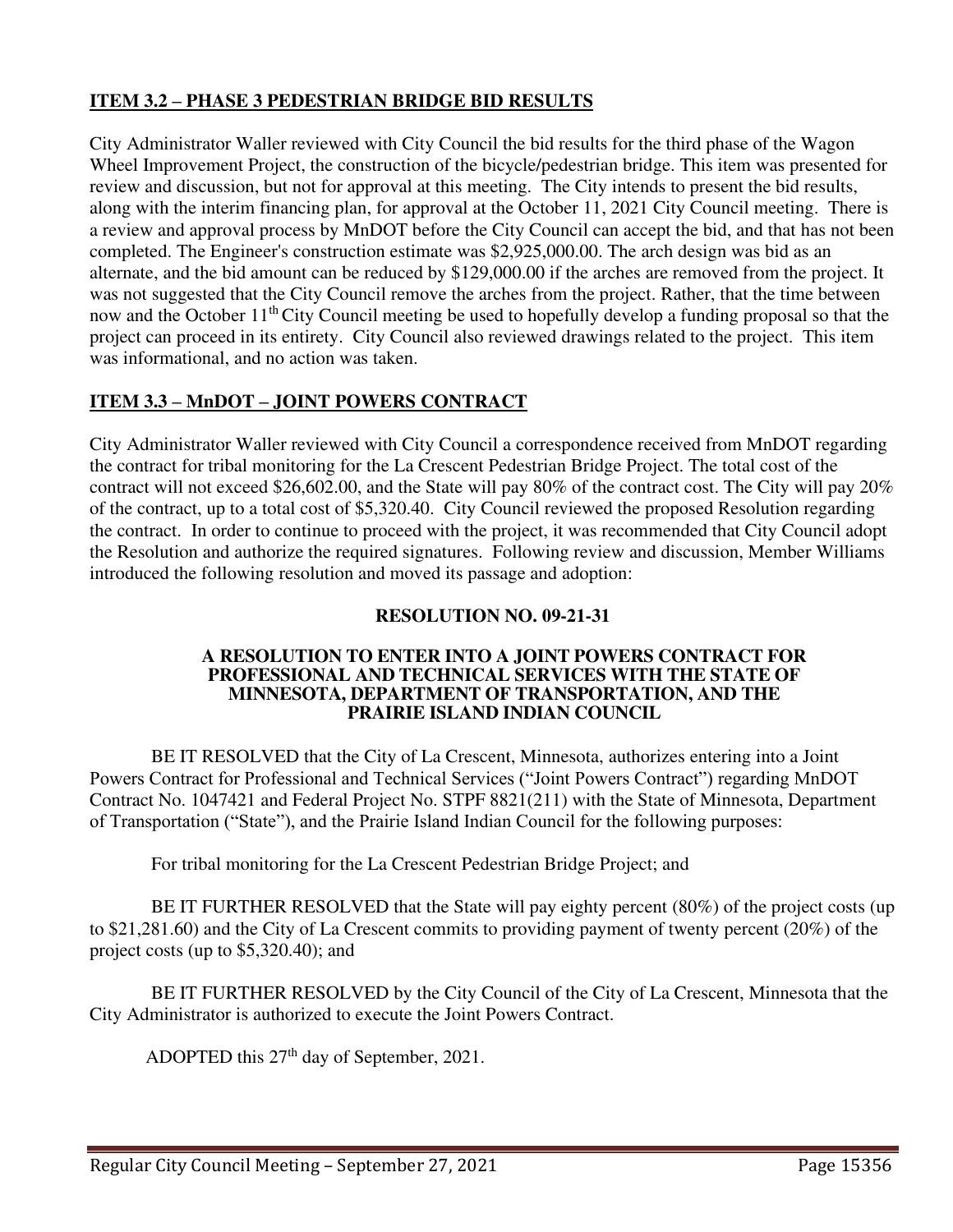## **ITEM 3.2 – PHASE 3 PEDESTRIAN BRIDGE BID RESULTS**

City Administrator Waller reviewed with City Council the bid results for the third phase of the Wagon Wheel Improvement Project, the construction of the bicycle/pedestrian bridge. This item was presented for review and discussion, but not for approval at this meeting. The City intends to present the bid results, along with the interim financing plan, for approval at the October 11, 2021 City Council meeting. There is a review and approval process by MnDOT before the City Council can accept the bid, and that has not been completed. The Engineer's construction estimate was $2,925,000.00. The arch design was bid as an alternate, and the bid amount can be reduced by $129,000.00 if the arches are removed from the project. It was not suggested that the City Council remove the arches from the project. Rather, that the time between now and the October 11th City Council meeting be used to hopefully develop a funding proposal so that the project can proceed in its entirety. City Council also reviewed drawings related to the project. This item was informational, and no action was taken.

## **ITEM 3.3 – MnDOT – JOINT POWERS CONTRACT**

City Administrator Waller reviewed with City Council a correspondence received from MnDOT regarding the contract for tribal monitoring for the La Crescent Pedestrian Bridge Project. The total cost of the contract will not exceed $26,602.00, and the State will pay 80% of the contract cost. The City will pay 20% of the contract, up to a total cost of $5,320.40. City Council reviewed the proposed Resolution regarding the contract. In order to continue to proceed with the project, it was recommended that City Council adopt the Resolution and authorize the required signatures. Following review and discussion, Member Williams introduced the following resolution and moved its passage and adoption:

**RESOLUTION NO. 09-21-31**

**A RESOLUTION TO ENTER INTO A JOINT POWERS CONTRACT FOR PROFESSIONAL AND TECHNICAL SERVICES WITH THE STATE OF MINNESOTA, DEPARTMENT OF TRANSPORTATION, AND THE PRAIRIE ISLAND INDIAN COUNCIL**

BE IT RESOLVED that the City of La Crescent, Minnesota, authorizes entering into a Joint Powers Contract for Professional and Technical Services ("Joint Powers Contract") regarding MnDOT Contract No. 1047421 and Federal Project No. STPF 8821(211) with the State of Minnesota, Department of Transportation ("State"), and the Prairie Island Indian Council for the following purposes:

For tribal monitoring for the La Crescent Pedestrian Bridge Project; and

BE IT FURTHER RESOLVED that the State will pay eighty percent (80%) of the project costs (up to $21,281.60) and the City of La Crescent commits to providing payment of twenty percent (20%) of the project costs (up to $5,320.40); and

BE IT FURTHER RESOLVED by the City Council of the City of La Crescent, Minnesota that the City Administrator is authorized to execute the Joint Powers Contract.

ADOPTED this 27th day of September, 2021.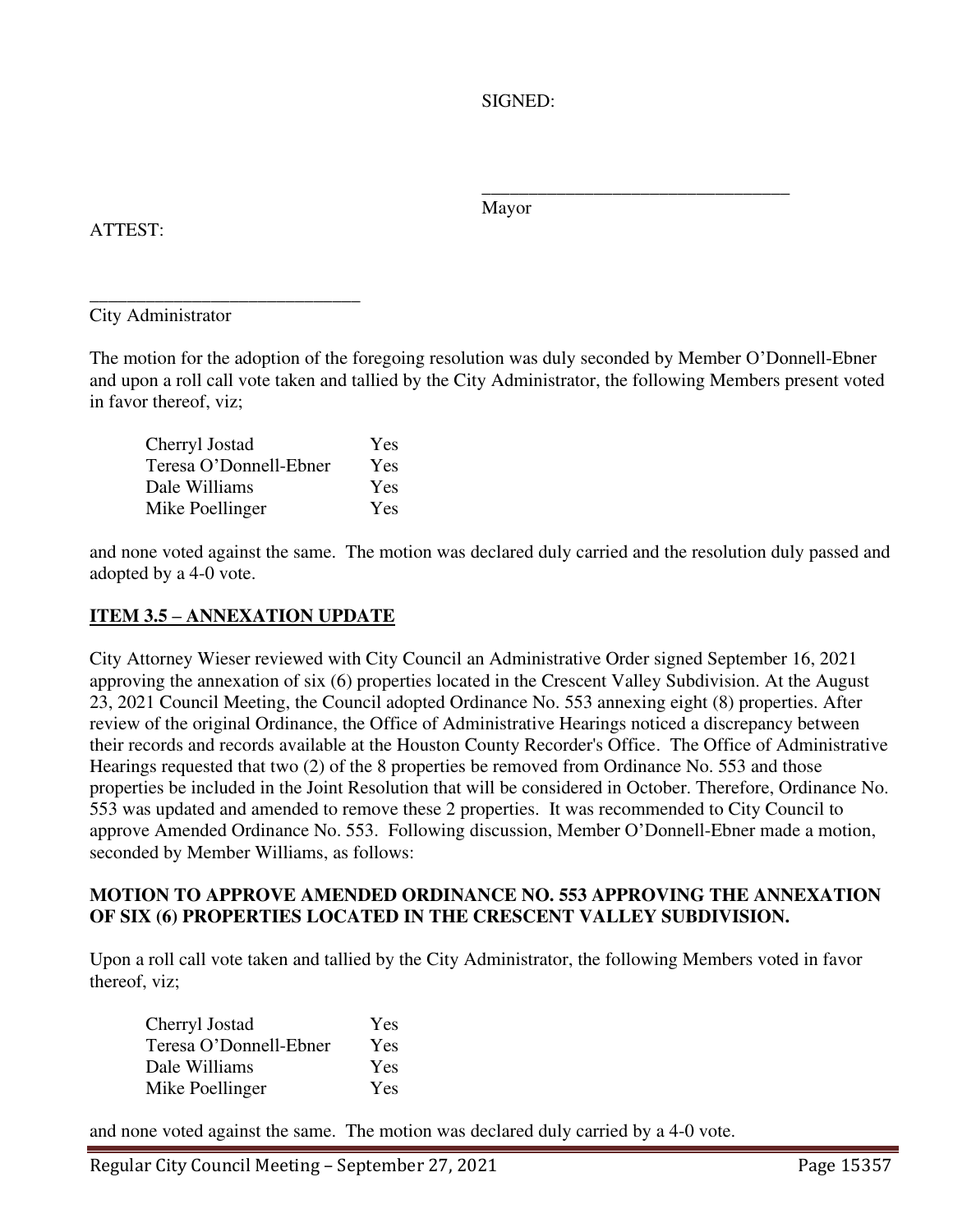SIGNED:

\_\_\_\_\_\_\_\_\_\_\_\_\_\_\_\_\_\_\_\_\_\_\_\_\_\_\_\_\_\_\_\_\_
Mayor

ATTEST:

\_\_\_\_\_\_\_\_\_\_\_\_\_\_\_\_\_\_\_\_\_\_\_\_\_\_\_\_\_\_
City Administrator

The motion for the adoption of the foregoing resolution was duly seconded by Member O'Donnell-Ebner and upon a roll call vote taken and tallied by the City Administrator, the following Members present voted in favor thereof, viz;

| | |
|---|---|
| Cherryl Jostad | Yes |
| Teresa O'Donnell-Ebner | Yes |
| Dale Williams | Yes |
| Mike Poellinger | Yes |

and none voted against the same. The motion was declared duly carried and the resolution duly passed and adopted by a 4-0 vote.

## ITEM 3.5 – ANNEXATION UPDATE

City Attorney Wieser reviewed with City Council an Administrative Order signed September 16, 2021 approving the annexation of six (6) properties located in the Crescent Valley Subdivision. At the August 23, 2021 Council Meeting, the Council adopted Ordinance No. 553 annexing eight (8) properties. After review of the original Ordinance, the Office of Administrative Hearings noticed a discrepancy between their records and records available at the Houston County Recorder's Office. The Office of Administrative Hearings requested that two (2) of the 8 properties be removed from Ordinance No. 553 and those properties be included in the Joint Resolution that will be considered in October. Therefore, Ordinance No. 553 was updated and amended to remove these 2 properties. It was recommended to City Council to approve Amended Ordinance No. 553. Following discussion, Member O'Donnell-Ebner made a motion, seconded by Member Williams, as follows:

**MOTION TO APPROVE AMENDED ORDINANCE NO. 553 APPROVING THE ANNEXATION OF SIX (6) PROPERTIES LOCATED IN THE CRESCENT VALLEY SUBDIVISION.**

Upon a roll call vote taken and tallied by the City Administrator, the following Members voted in favor thereof, viz;

| | |
|---|---|
| Cherryl Jostad | Yes |
| Teresa O'Donnell-Ebner | Yes |
| Dale Williams | Yes |
| Mike Poellinger | Yes |

and none voted against the same. The motion was declared duly carried by a 4-0 vote.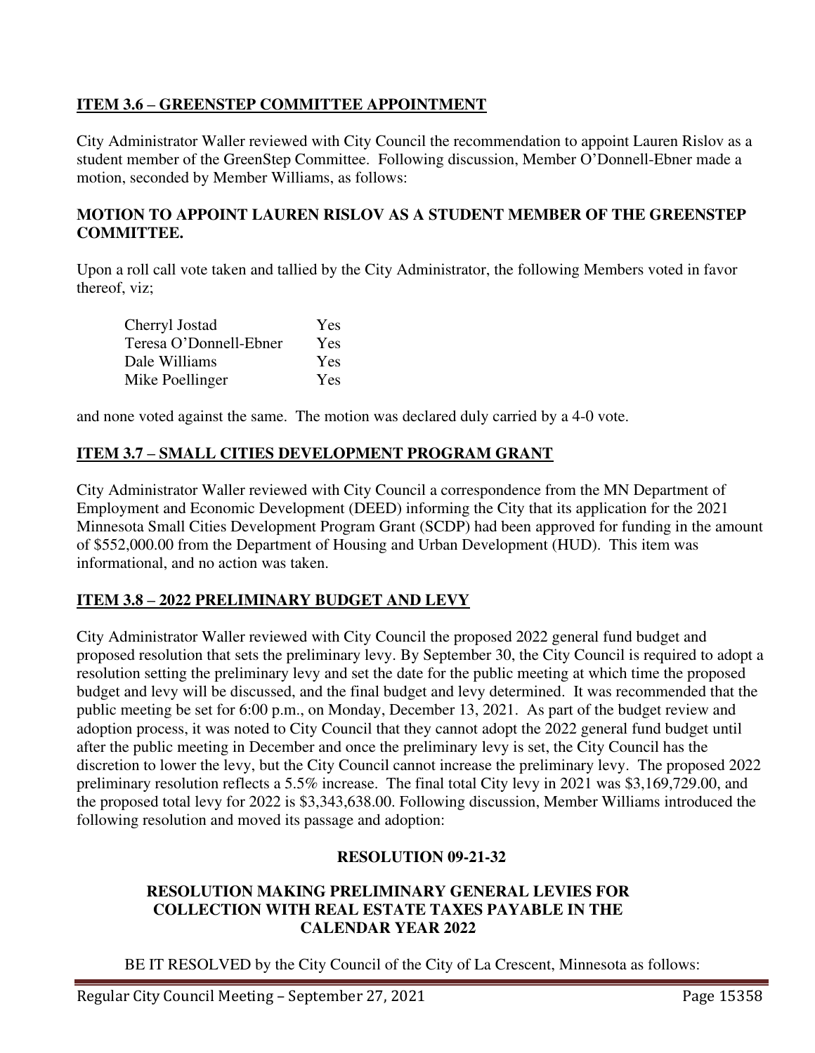**ITEM 3.6 – GREENSTEP COMMITTEE APPOINTMENT**

City Administrator Waller reviewed with City Council the recommendation to appoint Lauren Rislov as a student member of the GreenStep Committee. Following discussion, Member O'Donnell-Ebner made a motion, seconded by Member Williams, as follows:

**MOTION TO APPOINT LAUREN RISLOV AS A STUDENT MEMBER OF THE GREENSTEP COMMITTEE.**

Upon a roll call vote taken and tallied by the City Administrator, the following Members voted in favor thereof, viz;

| | |
|---|---|
| Cherryl Jostad | Yes |
| Teresa O'Donnell-Ebner | Yes |
| Dale Williams | Yes |
| Mike Poellinger | Yes |

and none voted against the same. The motion was declared duly carried by a 4-0 vote.

**ITEM 3.7 – SMALL CITIES DEVELOPMENT PROGRAM GRANT**

City Administrator Waller reviewed with City Council a correspondence from the MN Department of Employment and Economic Development (DEED) informing the City that its application for the 2021 Minnesota Small Cities Development Program Grant (SCDP) had been approved for funding in the amount of $552,000.00 from the Department of Housing and Urban Development (HUD). This item was informational, and no action was taken.

**ITEM 3.8 – 2022 PRELIMINARY BUDGET AND LEVY**

City Administrator Waller reviewed with City Council the proposed 2022 general fund budget and proposed resolution that sets the preliminary levy. By September 30, the City Council is required to adopt a resolution setting the preliminary levy and set the date for the public meeting at which time the proposed budget and levy will be discussed, and the final budget and levy determined. It was recommended that the public meeting be set for 6:00 p.m., on Monday, December 13, 2021. As part of the budget review and adoption process, it was noted to City Council that they cannot adopt the 2022 general fund budget until after the public meeting in December and once the preliminary levy is set, the City Council has the discretion to lower the levy, but the City Council cannot increase the preliminary levy. The proposed 2022 preliminary resolution reflects a 5.5% increase. The final total City levy in 2021 was $3,169,729.00, and the proposed total levy for 2022 is $3,343,638.00. Following discussion, Member Williams introduced the following resolution and moved its passage and adoption:

**RESOLUTION 09-21-32**

**RESOLUTION MAKING PRELIMINARY GENERAL LEVIES FOR COLLECTION WITH REAL ESTATE TAXES PAYABLE IN THE CALENDAR YEAR 2022**

BE IT RESOLVED by the City Council of the City of La Crescent, Minnesota as follows: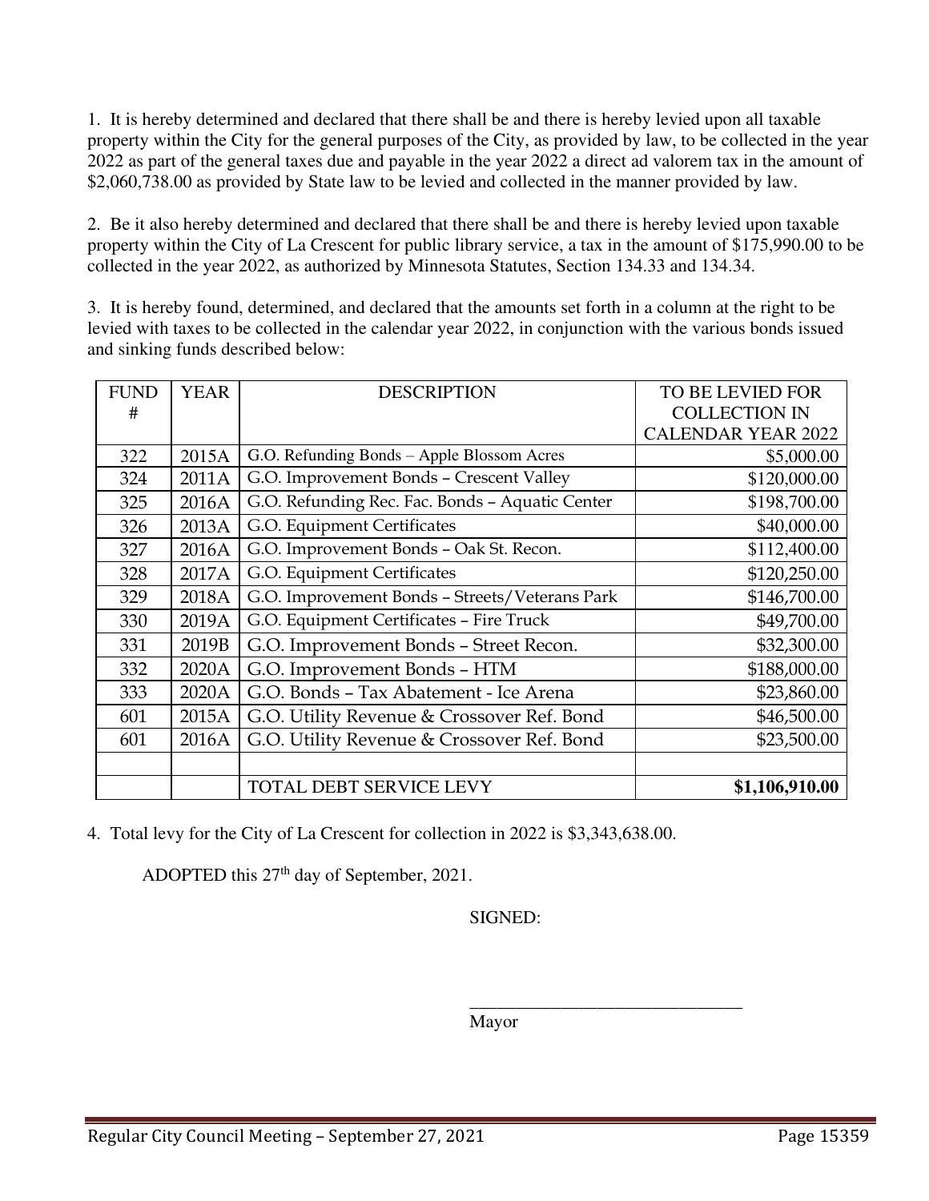1. It is hereby determined and declared that there shall be and there is hereby levied upon all taxable property within the City for the general purposes of the City, as provided by law, to be collected in the year 2022 as part of the general taxes due and payable in the year 2022 a direct ad valorem tax in the amount of $2,060,738.00 as provided by State law to be levied and collected in the manner provided by law.

2. Be it also hereby determined and declared that there shall be and there is hereby levied upon taxable property within the City of La Crescent for public library service, a tax in the amount of $175,990.00 to be collected in the year 2022, as authorized by Minnesota Statutes, Section 134.33 and 134.34.

3. It is hereby found, determined, and declared that the amounts set forth in a column at the right to be levied with taxes to be collected in the calendar year 2022, in conjunction with the various bonds issued and sinking funds described below:

| FUND # | YEAR | DESCRIPTION | TO BE LEVIED FOR COLLECTION IN CALENDAR YEAR 2022 |
|---|---|---|---|
| 322 | 2015A | G.O. Refunding Bonds – Apple Blossom Acres | $5,000.00 |
| 324 | 2011A | G.O. Improvement Bonds – Crescent Valley | $120,000.00 |
| 325 | 2016A | G.O. Refunding Rec. Fac. Bonds – Aquatic Center | $198,700.00 |
| 326 | 2013A | G.O. Equipment Certificates | $40,000.00 |
| 327 | 2016A | G.O. Improvement Bonds – Oak St. Recon. | $112,400.00 |
| 328 | 2017A | G.O. Equipment Certificates | $120,250.00 |
| 329 | 2018A | G.O. Improvement Bonds – Streets/Veterans Park | $146,700.00 |
| 330 | 2019A | G.O. Equipment Certificates – Fire Truck | $49,700.00 |
| 331 | 2019B | G.O. Improvement Bonds – Street Recon. | $32,300.00 |
| 332 | 2020A | G.O. Improvement Bonds – HTM | $188,000.00 |
| 333 | 2020A | G.O. Bonds – Tax Abatement - Ice Arena | $23,860.00 |
| 601 | 2015A | G.O. Utility Revenue & Crossover Ref. Bond | $46,500.00 |
| 601 | 2016A | G.O. Utility Revenue & Crossover Ref. Bond | $23,500.00 |
| | | | |
| | | TOTAL DEBT SERVICE LEVY | **$1,106,910.00** |

4. Total levy for the City of La Crescent for collection in 2022 is $3,343,638.00.

ADOPTED this 27th day of September, 2021.

SIGNED:

\_\_\_\_\_\_\_\_\_\_\_\_\_\_\_\_\_\_\_\_\_\_\_\_\_\_\_\_\_\_\_\_

Mayor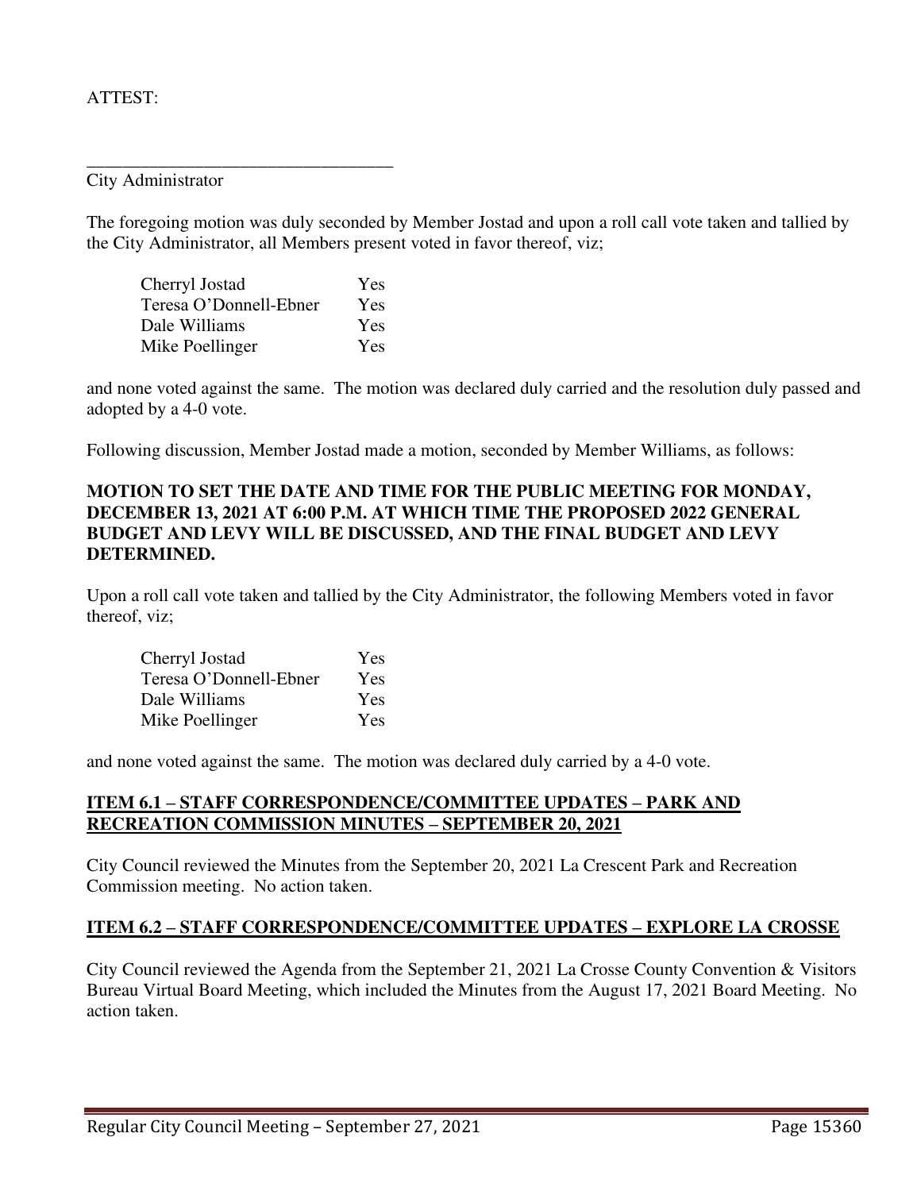ATTEST:

\_\_\_\_\_\_\_\_\_\_\_\_\_\_\_\_\_\_\_\_\_\_\_\_\_\_\_\_\_\_\_\_\_\_\_

City Administrator

The foregoing motion was duly seconded by Member Jostad and upon a roll call vote taken and tallied by the City Administrator, all Members present voted in favor thereof, viz;

| | |
|---|---|
| Cherryl Jostad | Yes |
| Teresa O'Donnell-Ebner | Yes |
| Dale Williams | Yes |
| Mike Poellinger | Yes |

and none voted against the same. The motion was declared duly carried and the resolution duly passed and adopted by a 4-0 vote.

Following discussion, Member Jostad made a motion, seconded by Member Williams, as follows:

**MOTION TO SET THE DATE AND TIME FOR THE PUBLIC MEETING FOR MONDAY, DECEMBER 13, 2021 AT 6:00 P.M. AT WHICH TIME THE PROPOSED 2022 GENERAL BUDGET AND LEVY WILL BE DISCUSSED, AND THE FINAL BUDGET AND LEVY DETERMINED.**

Upon a roll call vote taken and tallied by the City Administrator, the following Members voted in favor thereof, viz;

| | |
|---|---|
| Cherryl Jostad | Yes |
| Teresa O'Donnell-Ebner | Yes |
| Dale Williams | Yes |
| Mike Poellinger | Yes |

and none voted against the same. The motion was declared duly carried by a 4-0 vote.

**ITEM 6.1 – STAFF CORRESPONDENCE/COMMITTEE UPDATES – PARK AND RECREATION COMMISSION MINUTES – SEPTEMBER 20, 2021**

City Council reviewed the Minutes from the September 20, 2021 La Crescent Park and Recreation Commission meeting. No action taken.

**ITEM 6.2 – STAFF CORRESPONDENCE/COMMITTEE UPDATES – EXPLORE LA CROSSE**

City Council reviewed the Agenda from the September 21, 2021 La Crosse County Convention & Visitors Bureau Virtual Board Meeting, which included the Minutes from the August 17, 2021 Board Meeting. No action taken.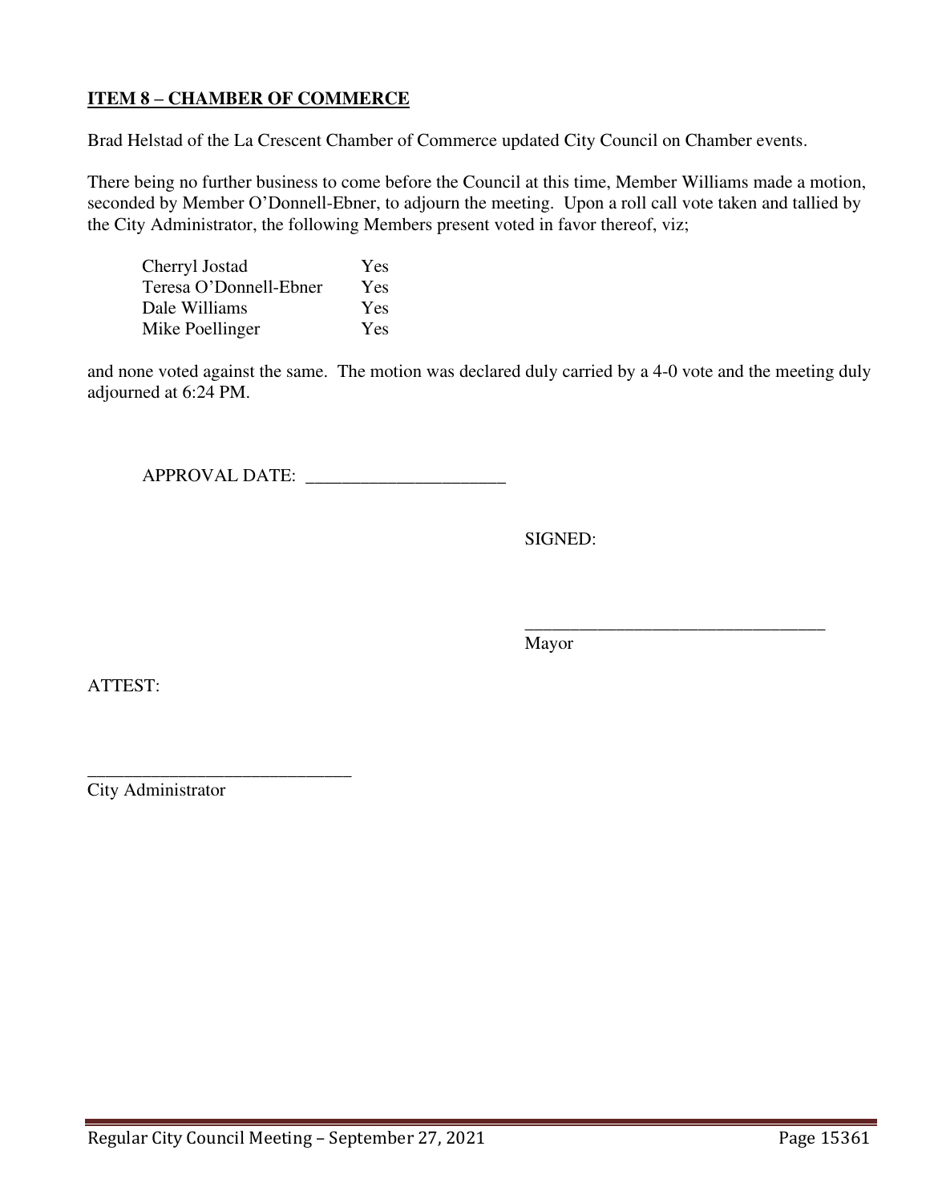**ITEM 8 – CHAMBER OF COMMERCE**

Brad Helstad of the La Crescent Chamber of Commerce updated City Council on Chamber events.

There being no further business to come before the Council at this time, Member Williams made a motion, seconded by Member O'Donnell-Ebner, to adjourn the meeting. Upon a roll call vote taken and tallied by the City Administrator, the following Members present voted in favor thereof, viz;

| | |
|---|---|
| Cherryl Jostad | Yes |
| Teresa O'Donnell-Ebner | Yes |
| Dale Williams | Yes |
| Mike Poellinger | Yes |

and none voted against the same. The motion was declared duly carried by a 4-0 vote and the meeting duly adjourned at 6:24 PM.

APPROVAL DATE: ______________________

SIGNED:

_________________________________
Mayor

ATTEST:

_____________________________
City Administrator